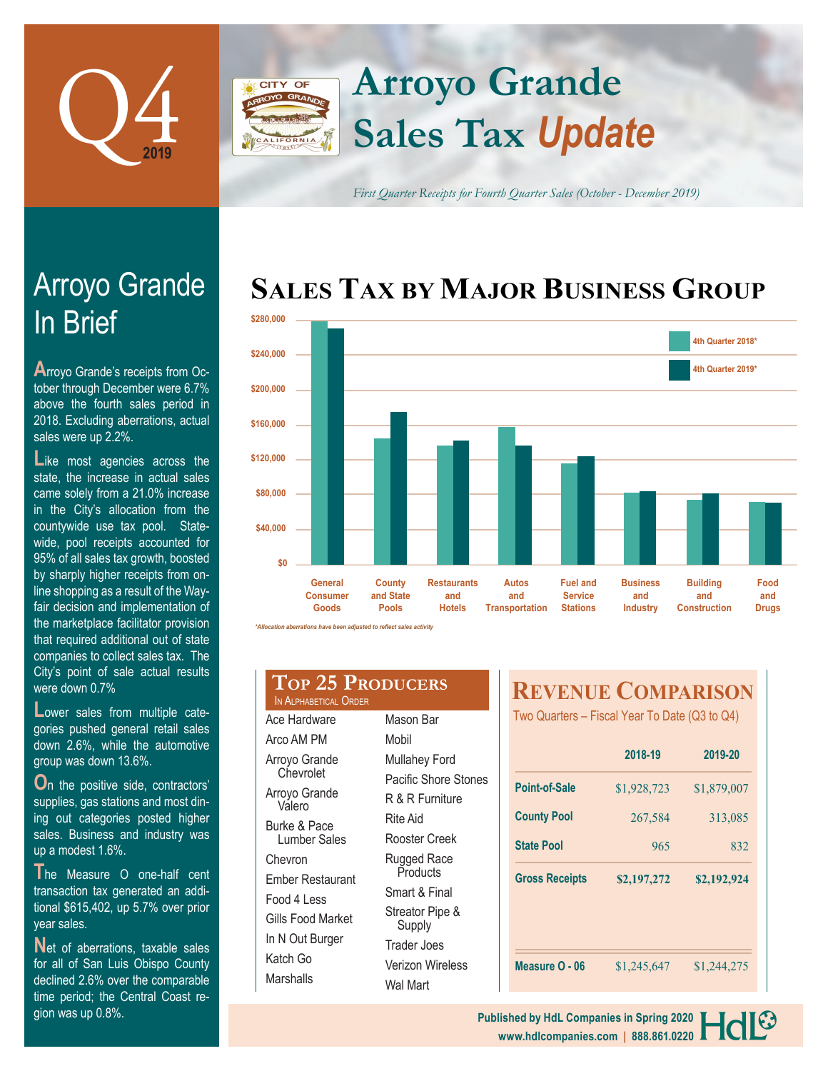# Q4 2019

# Arroyo Grande Sales Tax *Update*

*First Quarter Receipts for Fourth Quarter Sales (October - December 2019)*

## Arroyo Grande In Brief

Arroyo Grande's receipts from October through December were 6.7% above the fourth sales period in 2018. Excluding aberrations, actual sales were up 2.2%.

Like most agencies across the state, the increase in actual sales came solely from a 21.0% increase in the City's allocation from the countywide use tax pool. Statewide, pool receipts accounted for 95% of all sales tax growth, boosted by sharply higher receipts from online shopping as a result of the Wayfair decision and implementation of the marketplace facilitator provision that required additional out of state companies to collect sales tax. The City's point of sale actual results were down 0.7%

Lower sales from multiple categories pushed general retail sales down 2.6%, while the automotive group was down 13.6%.

On the positive side, contractors' supplies, gas stations and most dining out categories posted higher sales. Business and industry was up a modest 1.6%.

The Measure O one-half cent transaction tax generated an additional $615,402, up 5.7% over prior year sales.

Net of aberrations, taxable sales for all of San Luis Obispo County declined 2.6% over the comparable time period; the Central Coast region was up 0.8%.

## Sales Tax by Major Business Group

Chart legend: 4th Quarter 2018*, 4th Quarter 2019*

Categories: General Consumer Goods; County and State Pools; Restaurants and Hotels; Autos and Transportation; Fuel and Service Stations; Business and Industry; Building and Construction; Food and Drugs

*\*Allocation aberrations have been adjusted to reflect sales activity*

## Top 25 Producers

In Alphabetical Order

| | |
|---|---|
| Ace Hardware | Mason Bar |
| Arco AM PM | Mobil |
| Arroyo Grande Chevrolet | Mullahey Ford |
| Arroyo Grande Valero | Pacific Shore Stones |
| Burke & Pace Lumber Sales | R & R Furniture |
| Chevron | Rite Aid |
| Ember Restaurant | Rooster Creek |
| Food 4 Less | Rugged Race Products |
| Gills Food Market | Smart & Final |
| In N Out Burger | Streator Pipe & Supply |
| Katch Go | Trader Joes |
| Marshalls | Verizon Wireless |
| | Wal Mart |

## Revenue Comparison

Two Quarters – Fiscal Year To Date (Q3 to Q4)

| | 2018-19 | 2019-20 |
|---|---|---|
| Point-of-Sale | $1,928,723 | $1,879,007 |
| County Pool | 267,584 | 313,085 |
| State Pool | 965 | 832 |
| **Gross Receipts** | **$2,197,272** | **$2,192,924** |
| Measure O - 06 | $1,245,647 | $1,244,275 |

Published by HdL Companies in Spring 2020
www.hdlcompanies.com | 888.861.0220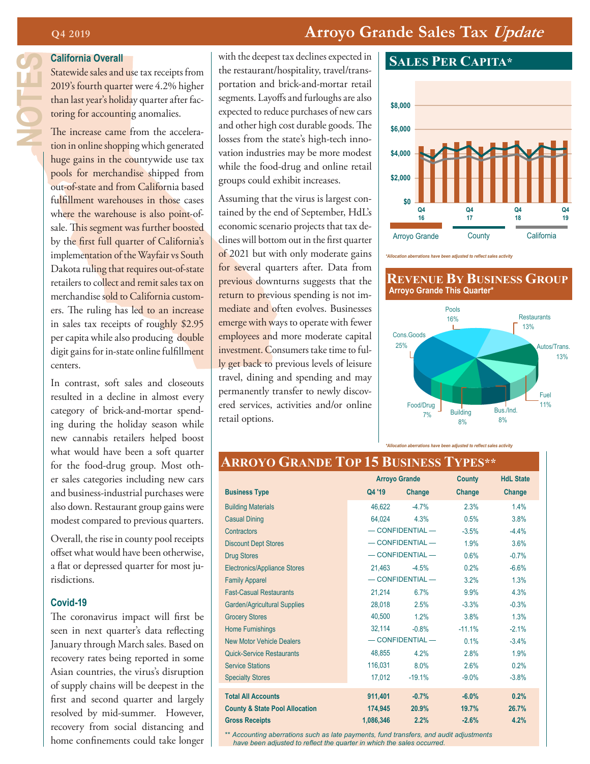# Arroyo Grande Sales Tax *Update*

Q4 2019

NOTES

### California Overall

Statewide sales and use tax receipts from 2019's fourth quarter were 4.2% higher than last year's holiday quarter after factoring for accounting anomalies.

The increase came from the acceleration in online shopping which generated huge gains in the countywide use tax pools for merchandise shipped from out-of-state and from California based fulfillment warehouses in those cases where the warehouse is also point-of-sale. This segment was further boosted by the first full quarter of California's implementation of the Wayfair vs South Dakota ruling that requires out-of-state retailers to collect and remit sales tax on merchandise sold to California customers. The ruling has led to an increase in sales tax receipts of roughly $2.95 per capita while also producing double digit gains for in-state online fulfillment centers.

In contrast, soft sales and closeouts resulted in a decline in almost every category of brick-and-mortar spending during the holiday season while new cannabis retailers helped boost what would have been a soft quarter for the food-drug group. Most other sales categories including new cars and business-industrial purchases were also down. Restaurant group gains were modest compared to previous quarters.

Overall, the rise in county pool receipts offset what would have been otherwise, a flat or depressed quarter for most jurisdictions.

### Covid-19

The coronavirus impact will first be seen in next quarter's data reflecting January through March sales. Based on recovery rates being reported in some Asian countries, the virus's disruption of supply chains will be deepest in the first and second quarter and largely resolved by mid-summer. However, recovery from social distancing and home confinements could take longer with the deepest tax declines expected in the restaurant/hospitality, travel/transportation and brick-and-mortar retail segments. Layoffs and furloughs are also expected to reduce purchases of new cars and other high cost durable goods. The losses from the state's high-tech innovation industries may be more modest while the food-drug and online retail groups could exhibit increases.

Assuming that the virus is largest contained by the end of September, HdL's economic scenario projects that tax declines will bottom out in the first quarter of 2021 but with only moderate gains for several quarters after. Data from previous downturns suggests that the return to previous spending is not immediate and often evolves. Businesses emerge with ways to operate with fewer employees and more moderate capital investment. Consumers take time to fully get back to previous levels of leisure travel, dining and spending and may permanently transfer to newly discovered services, activities and/or online retail options.

## Sales Per Capita*

$8,000
$6,000
$4,000
$2,000
$0
Q4 16
Q4 17
Q4 18
Q4 19
Arroyo Grande
County
California

*Allocation aberrations have been adjusted to reflect sales activity

## Revenue By Business Group

**Arroyo Grande This Quarter***

Pools 16%
Restaurants 13%
Autos/Trans. 13%
Fuel 11%
Bus./Ind. 8%
Building 8%
Food/Drug 7%
Cons.Goods 25%

*Allocation aberrations have been adjusted to reflect sales activity

## Arroyo Grande Top 15 Business Types**

| | Arroyo Grande | | County | HdL State |
|---|---|---|---|---|
| **Business Type** | **Q4 '19** | **Change** | **Change** | **Change** |
| Building Materials | 46,622 | -4.7% | 2.3% | 1.4% |
| Casual Dining | 64,024 | 4.3% | 0.5% | 3.8% |
| Contractors | — CONFIDENTIAL — | | -3.5% | -4.4% |
| Discount Dept Stores | — CONFIDENTIAL — | | 1.9% | 3.6% |
| Drug Stores | — CONFIDENTIAL — | | 0.6% | -0.7% |
| Electronics/Appliance Stores | 21,463 | -4.5% | 0.2% | -6.6% |
| Family Apparel | — CONFIDENTIAL — | | 3.2% | 1.3% |
| Fast-Casual Restaurants | 21,214 | 6.7% | 9.9% | 4.3% |
| Garden/Agricultural Supplies | 28,018 | 2.5% | -3.3% | -0.3% |
| Grocery Stores | 40,500 | 1.2% | 3.8% | 1.3% |
| Home Furnishings | 32,114 | -0.8% | -11.1% | -2.1% |
| New Motor Vehicle Dealers | — CONFIDENTIAL — | | 0.1% | -3.4% |
| Quick-Service Restaurants | 48,855 | 4.2% | 2.8% | 1.9% |
| Service Stations | 116,031 | 8.0% | 2.6% | 0.2% |
| Specialty Stores | 17,012 | -19.1% | -9.0% | -3.8% |
| **Total All Accounts** | **911,401** | **-0.7%** | **-6.0%** | **0.2%** |
| **County & State Pool Allocation** | **174,945** | **20.9%** | **19.7%** | **26.7%** |
| **Gross Receipts** | **1,086,346** | **2.2%** | **-2.6%** | **4.2%** |

*\*\* Accounting aberrations such as late payments, fund transfers, and audit adjustments have been adjusted to reflect the quarter in which the sales occurred.*